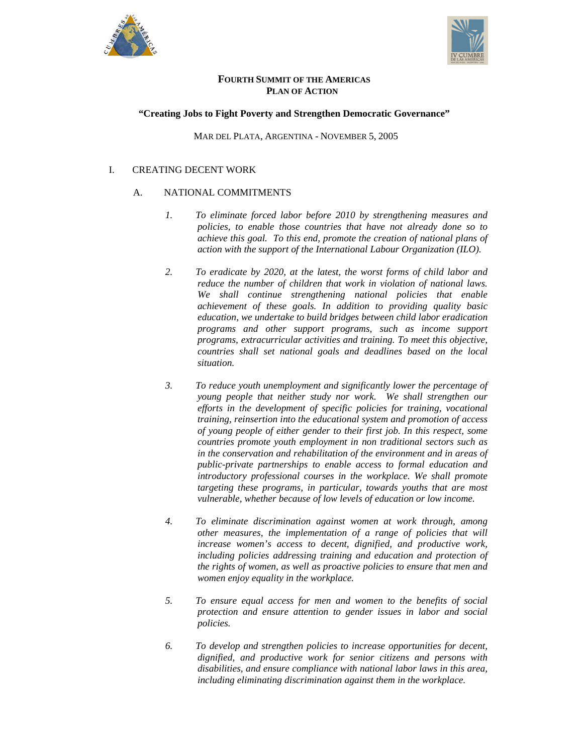# FOURTH SUMMIT OF THE AMERICAS
## PLAN OF ACTION

**"Creating Jobs to Fight Poverty and Strengthen Democratic Governance"**

MAR DEL PLATA, ARGENTINA - NOVEMBER 5, 2005

## I. CREATING DECENT WORK

### A. NATIONAL COMMITMENTS

1. *To eliminate forced labor before 2010 by strengthening measures and policies, to enable those countries that have not already done so to achieve this goal. To this end, promote the creation of national plans of action with the support of the International Labour Organization (ILO).*

2. *To eradicate by 2020, at the latest, the worst forms of child labor and reduce the number of children that work in violation of national laws. We shall continue strengthening national policies that enable achievement of these goals. In addition to providing quality basic education, we undertake to build bridges between child labor eradication programs and other support programs, such as income support programs, extracurricular activities and training. To meet this objective, countries shall set national goals and deadlines based on the local situation.*

3. *To reduce youth unemployment and significantly lower the percentage of young people that neither study nor work. We shall strengthen our efforts in the development of specific policies for training, vocational training, reinsertion into the educational system and promotion of access of young people of either gender to their first job. In this respect, some countries promote youth employment in non traditional sectors such as in the conservation and rehabilitation of the environment and in areas of public-private partnerships to enable access to formal education and introductory professional courses in the workplace. We shall promote targeting these programs, in particular, towards youths that are most vulnerable, whether because of low levels of education or low income.*

4. *To eliminate discrimination against women at work through, among other measures, the implementation of a range of policies that will increase women's access to decent, dignified, and productive work, including policies addressing training and education and protection of the rights of women, as well as proactive policies to ensure that men and women enjoy equality in the workplace.*

5. *To ensure equal access for men and women to the benefits of social protection and ensure attention to gender issues in labor and social policies.*

6. *To develop and strengthen policies to increase opportunities for decent, dignified, and productive work for senior citizens and persons with disabilities, and ensure compliance with national labor laws in this area, including eliminating discrimination against them in the workplace.*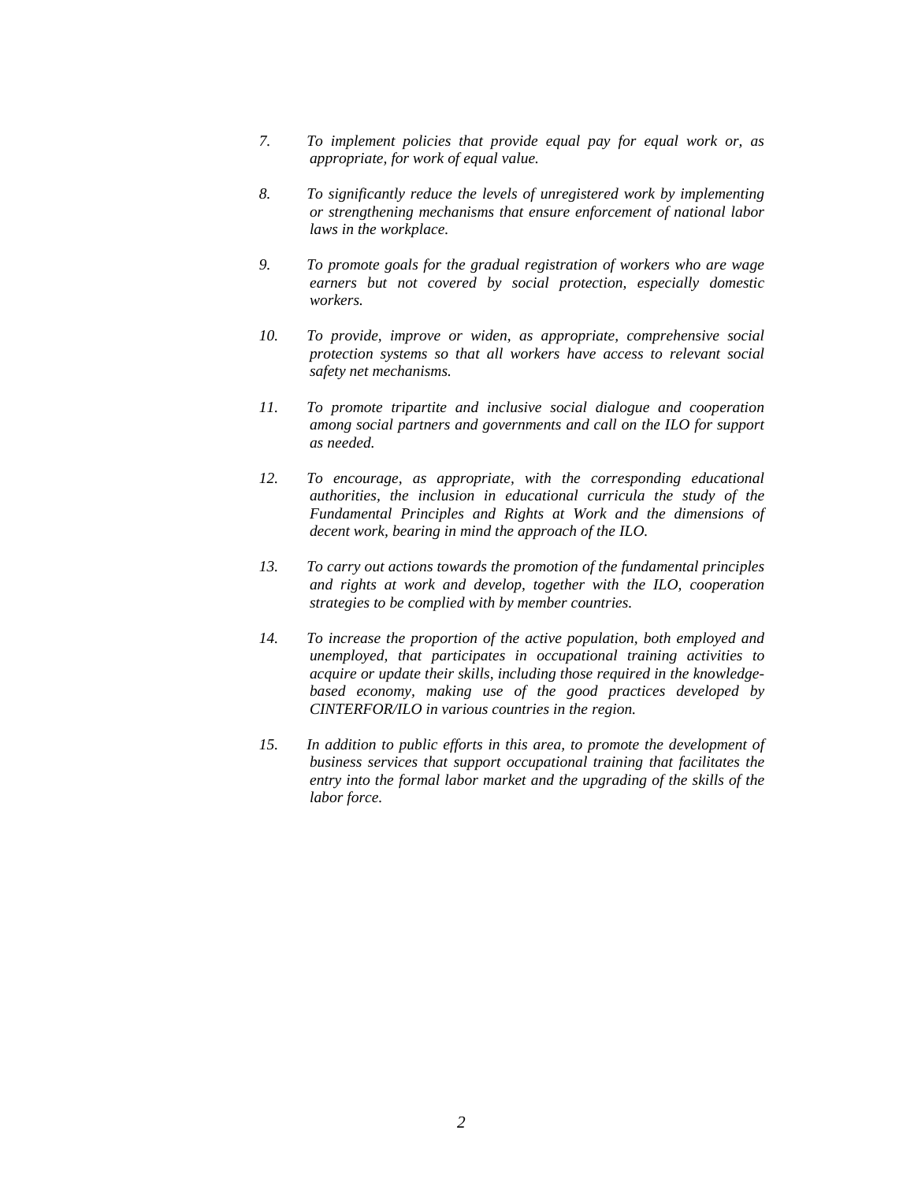7. *To implement policies that provide equal pay for equal work or, as appropriate, for work of equal value.*

8. *To significantly reduce the levels of unregistered work by implementing or strengthening mechanisms that ensure enforcement of national labor laws in the workplace.*

9. *To promote goals for the gradual registration of workers who are wage earners but not covered by social protection, especially domestic workers.*

10. *To provide, improve or widen, as appropriate, comprehensive social protection systems so that all workers have access to relevant social safety net mechanisms.*

11. *To promote tripartite and inclusive social dialogue and cooperation among social partners and governments and call on the ILO for support as needed.*

12. *To encourage, as appropriate, with the corresponding educational authorities, the inclusion in educational curricula the study of the Fundamental Principles and Rights at Work and the dimensions of decent work, bearing in mind the approach of the ILO.*

13. *To carry out actions towards the promotion of the fundamental principles and rights at work and develop, together with the ILO, cooperation strategies to be complied with by member countries.*

14. *To increase the proportion of the active population, both employed and unemployed, that participates in occupational training activities to acquire or update their skills, including those required in the knowledge-based economy, making use of the good practices developed by CINTERFOR/ILO in various countries in the region.*

15. *In addition to public efforts in this area, to promote the development of business services that support occupational training that facilitates the entry into the formal labor market and the upgrading of the skills of the labor force.*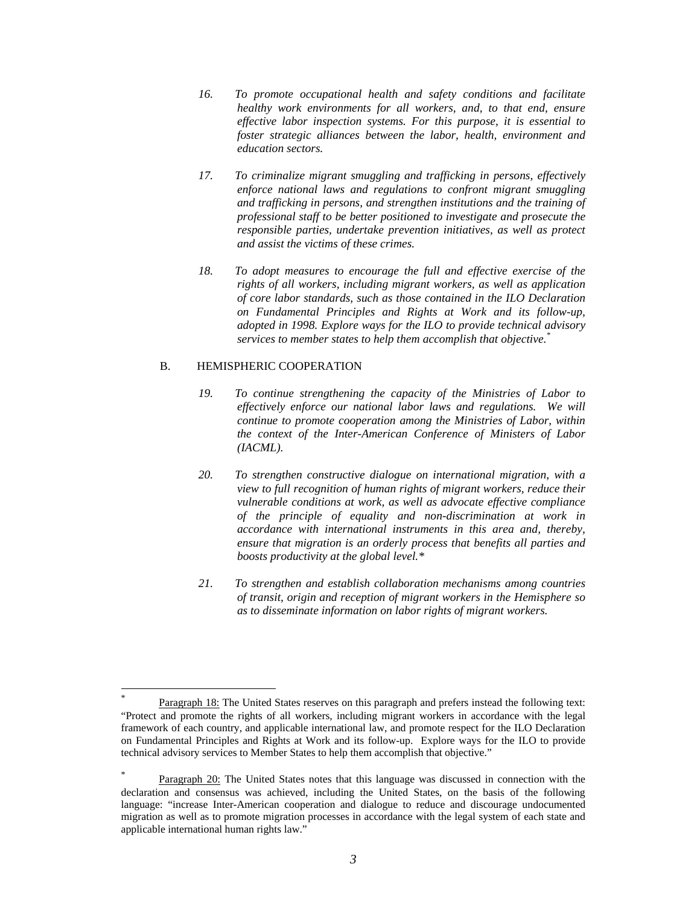16. *To promote occupational health and safety conditions and facilitate healthy work environments for all workers, and, to that end, ensure effective labor inspection systems. For this purpose, it is essential to foster strategic alliances between the labor, health, environment and education sectors.*

17. *To criminalize migrant smuggling and trafficking in persons, effectively enforce national laws and regulations to confront migrant smuggling and trafficking in persons, and strengthen institutions and the training of professional staff to be better positioned to investigate and prosecute the responsible parties, undertake prevention initiatives, as well as protect and assist the victims of these crimes.*

18. *To adopt measures to encourage the full and effective exercise of the rights of all workers, including migrant workers, as well as application of core labor standards, such as those contained in the ILO Declaration on Fundamental Principles and Rights at Work and its follow-up, adopted in 1998. Explore ways for the ILO to provide technical advisory services to member states to help them accomplish that objective.*[*]

## B. HEMISPHERIC COOPERATION

19. *To continue strengthening the capacity of the Ministries of Labor to effectively enforce our national labor laws and regulations. We will continue to promote cooperation among the Ministries of Labor, within the context of the Inter-American Conference of Ministers of Labor (IACML).*

20. *To strengthen constructive dialogue on international migration, with a view to full recognition of human rights of migrant workers, reduce their vulnerable conditions at work, as well as advocate effective compliance of the principle of equality and non-discrimination at work in accordance with international instruments in this area and, thereby, ensure that migration is an orderly process that benefits all parties and boosts productivity at the global level.*[*]

21. *To strengthen and establish collaboration mechanisms among countries of transit, origin and reception of migrant workers in the Hemisphere so as to disseminate information on labor rights of migrant workers.*

---

[*] Paragraph 18: The United States reserves on this paragraph and prefers instead the following text: "Protect and promote the rights of all workers, including migrant workers in accordance with the legal framework of each country, and applicable international law, and promote respect for the ILO Declaration on Fundamental Principles and Rights at Work and its follow-up. Explore ways for the ILO to provide technical advisory services to Member States to help them accomplish that objective."

[*] Paragraph 20: The United States notes that this language was discussed in connection with the declaration and consensus was achieved, including the United States, on the basis of the following language: "increase Inter-American cooperation and dialogue to reduce and discourage undocumented migration as well as to promote migration processes in accordance with the legal system of each state and applicable international human rights law."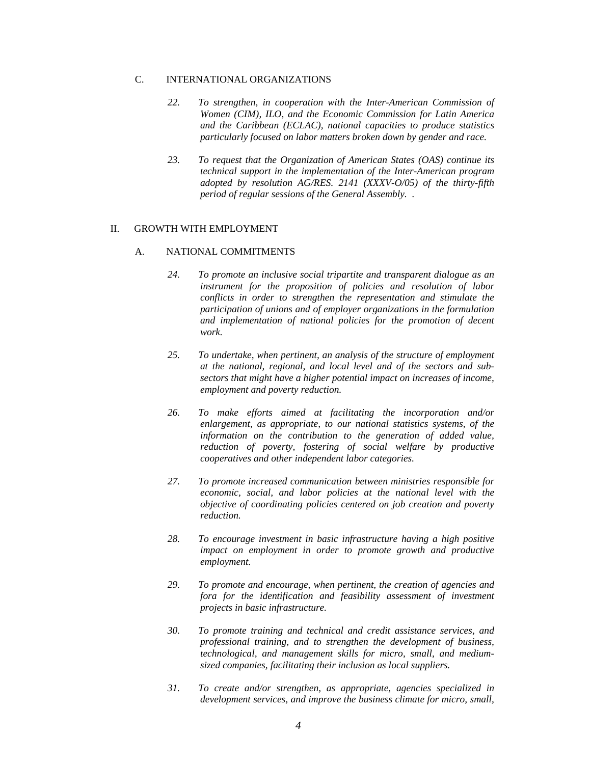### C. INTERNATIONAL ORGANIZATIONS

22. *To strengthen, in cooperation with the Inter-American Commission of Women (CIM), ILO, and the Economic Commission for Latin America and the Caribbean (ECLAC), national capacities to produce statistics particularly focused on labor matters broken down by gender and race.*

23. *To request that the Organization of American States (OAS) continue its technical support in the implementation of the Inter-American program adopted by resolution AG/RES. 2141 (XXXV-O/05) of the thirty-fifth period of regular sessions of the General Assembly. .*

## II. GROWTH WITH EMPLOYMENT

### A. NATIONAL COMMITMENTS

24. *To promote an inclusive social tripartite and transparent dialogue as an instrument for the proposition of policies and resolution of labor conflicts in order to strengthen the representation and stimulate the participation of unions and of employer organizations in the formulation and implementation of national policies for the promotion of decent work.*

25. *To undertake, when pertinent, an analysis of the structure of employment at the national, regional, and local level and of the sectors and sub-sectors that might have a higher potential impact on increases of income, employment and poverty reduction.*

26. *To make efforts aimed at facilitating the incorporation and/or enlargement, as appropriate, to our national statistics systems, of the information on the contribution to the generation of added value, reduction of poverty, fostering of social welfare by productive cooperatives and other independent labor categories.*

27. *To promote increased communication between ministries responsible for economic, social, and labor policies at the national level with the objective of coordinating policies centered on job creation and poverty reduction.*

28. *To encourage investment in basic infrastructure having a high positive impact on employment in order to promote growth and productive employment.*

29. *To promote and encourage, when pertinent, the creation of agencies and fora for the identification and feasibility assessment of investment projects in basic infrastructure.*

30. *To promote training and technical and credit assistance services, and professional training, and to strengthen the development of business, technological, and management skills for micro, small, and medium-sized companies, facilitating their inclusion as local suppliers.*

31. *To create and/or strengthen, as appropriate, agencies specialized in development services, and improve the business climate for micro, small,*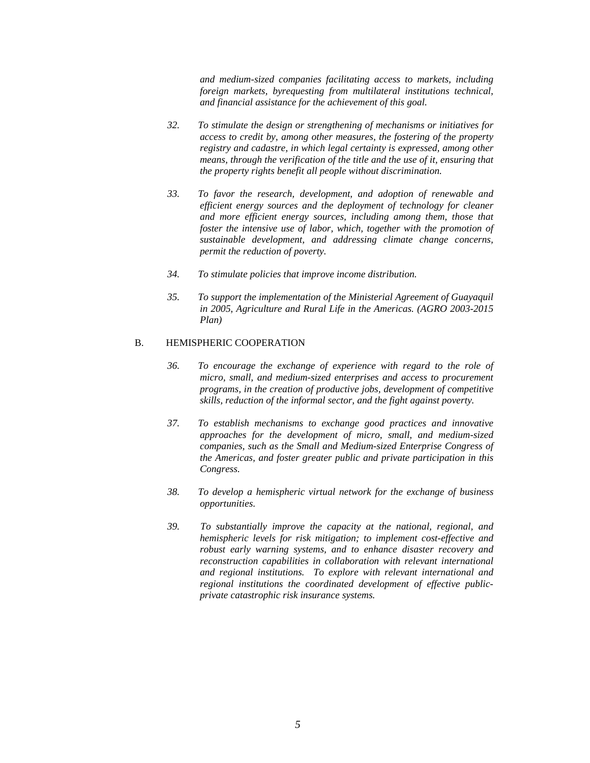*and medium-sized companies facilitating access to markets, including foreign markets, byrequesting from multilateral institutions technical, and financial assistance for the achievement of this goal.*

*32. To stimulate the design or strengthening of mechanisms or initiatives for access to credit by, among other measures, the fostering of the property registry and cadastre, in which legal certainty is expressed, among other means, through the verification of the title and the use of it, ensuring that the property rights benefit all people without discrimination.*

*33. To favor the research, development, and adoption of renewable and efficient energy sources and the deployment of technology for cleaner and more efficient energy sources, including among them, those that foster the intensive use of labor, which, together with the promotion of sustainable development, and addressing climate change concerns, permit the reduction of poverty.*

*34. To stimulate policies that improve income distribution.*

*35. To support the implementation of the Ministerial Agreement of Guayaquil in 2005, Agriculture and Rural Life in the Americas. (AGRO 2003-2015 Plan)*

B. HEMISPHERIC COOPERATION

*36. To encourage the exchange of experience with regard to the role of micro, small, and medium-sized enterprises and access to procurement programs, in the creation of productive jobs, development of competitive skills, reduction of the informal sector, and the fight against poverty.*

*37. To establish mechanisms to exchange good practices and innovative approaches for the development of micro, small, and medium-sized companies, such as the Small and Medium-sized Enterprise Congress of the Americas, and foster greater public and private participation in this Congress.*

*38. To develop a hemispheric virtual network for the exchange of business opportunities.*

*39. To substantially improve the capacity at the national, regional, and hemispheric levels for risk mitigation; to implement cost-effective and robust early warning systems, and to enhance disaster recovery and reconstruction capabilities in collaboration with relevant international and regional institutions. To explore with relevant international and regional institutions the coordinated development of effective public-private catastrophic risk insurance systems.*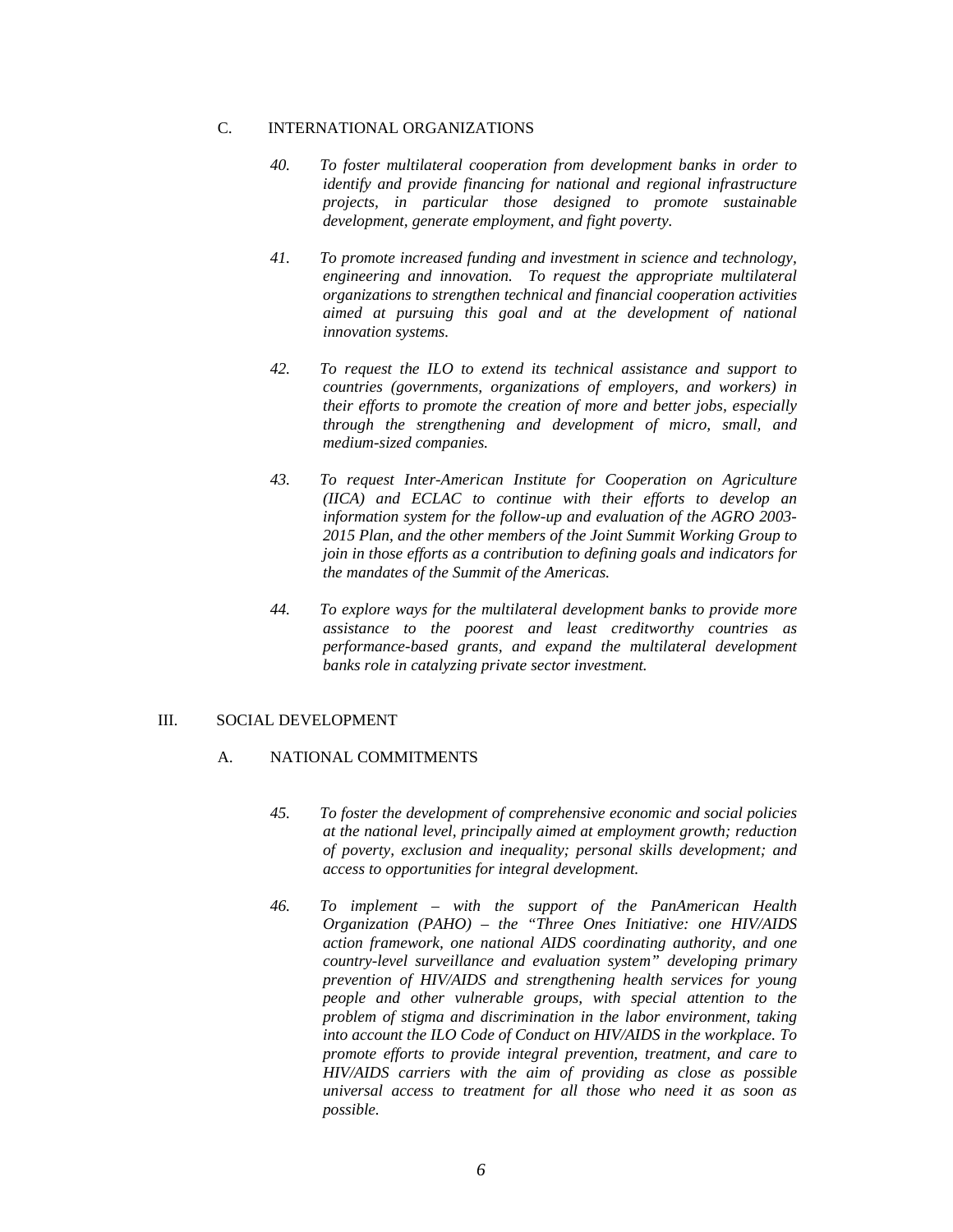### C. INTERNATIONAL ORGANIZATIONS

*40. To foster multilateral cooperation from development banks in order to identify and provide financing for national and regional infrastructure projects, in particular those designed to promote sustainable development, generate employment, and fight poverty.*

*41. To promote increased funding and investment in science and technology, engineering and innovation. To request the appropriate multilateral organizations to strengthen technical and financial cooperation activities aimed at pursuing this goal and at the development of national innovation systems.*

*42. To request the ILO to extend its technical assistance and support to countries (governments, organizations of employers, and workers) in their efforts to promote the creation of more and better jobs, especially through the strengthening and development of micro, small, and medium-sized companies.*

*43. To request Inter-American Institute for Cooperation on Agriculture (IICA) and ECLAC to continue with their efforts to develop an information system for the follow-up and evaluation of the AGRO 2003-2015 Plan, and the other members of the Joint Summit Working Group to join in those efforts as a contribution to defining goals and indicators for the mandates of the Summit of the Americas.*

*44. To explore ways for the multilateral development banks to provide more assistance to the poorest and least creditworthy countries as performance-based grants, and expand the multilateral development banks role in catalyzing private sector investment.*

## III. SOCIAL DEVELOPMENT

### A. NATIONAL COMMITMENTS

*45. To foster the development of comprehensive economic and social policies at the national level, principally aimed at employment growth; reduction of poverty, exclusion and inequality; personal skills development; and access to opportunities for integral development.*

*46. To implement – with the support of the PanAmerican Health Organization (PAHO) – the "Three Ones Initiative: one HIV/AIDS action framework, one national AIDS coordinating authority, and one country-level surveillance and evaluation system" developing primary prevention of HIV/AIDS and strengthening health services for young people and other vulnerable groups, with special attention to the problem of stigma and discrimination in the labor environment, taking into account the ILO Code of Conduct on HIV/AIDS in the workplace. To promote efforts to provide integral prevention, treatment, and care to HIV/AIDS carriers with the aim of providing as close as possible universal access to treatment for all those who need it as soon as possible.*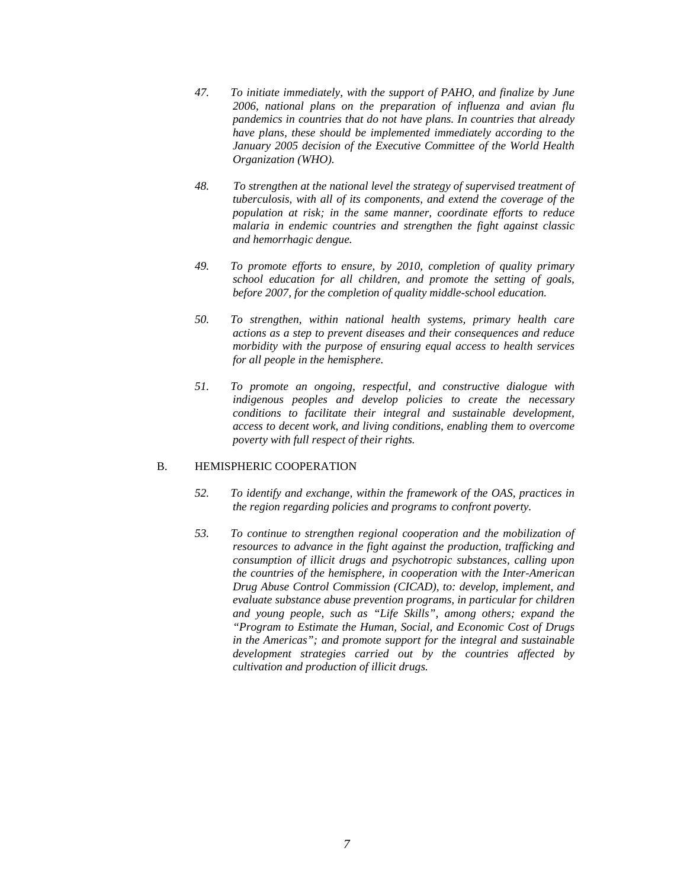*47. To initiate immediately, with the support of PAHO, and finalize by June 2006, national plans on the preparation of influenza and avian flu pandemics in countries that do not have plans. In countries that already have plans, these should be implemented immediately according to the January 2005 decision of the Executive Committee of the World Health Organization (WHO).*

*48. To strengthen at the national level the strategy of supervised treatment of tuberculosis, with all of its components, and extend the coverage of the population at risk; in the same manner, coordinate efforts to reduce malaria in endemic countries and strengthen the fight against classic and hemorrhagic dengue.*

*49. To promote efforts to ensure, by 2010, completion of quality primary school education for all children, and promote the setting of goals, before 2007, for the completion of quality middle-school education.*

*50. To strengthen, within national health systems, primary health care actions as a step to prevent diseases and their consequences and reduce morbidity with the purpose of ensuring equal access to health services for all people in the hemisphere.*

*51. To promote an ongoing, respectful, and constructive dialogue with indigenous peoples and develop policies to create the necessary conditions to facilitate their integral and sustainable development, access to decent work, and living conditions, enabling them to overcome poverty with full respect of their rights.*

## B. HEMISPHERIC COOPERATION

*52. To identify and exchange, within the framework of the OAS, practices in the region regarding policies and programs to confront poverty.*

*53. To continue to strengthen regional cooperation and the mobilization of resources to advance in the fight against the production, trafficking and consumption of illicit drugs and psychotropic substances, calling upon the countries of the hemisphere, in cooperation with the Inter-American Drug Abuse Control Commission (CICAD), to: develop, implement, and evaluate substance abuse prevention programs, in particular for children and young people, such as "Life Skills", among others; expand the "Program to Estimate the Human, Social, and Economic Cost of Drugs in the Americas"; and promote support for the integral and sustainable development strategies carried out by the countries affected by cultivation and production of illicit drugs.*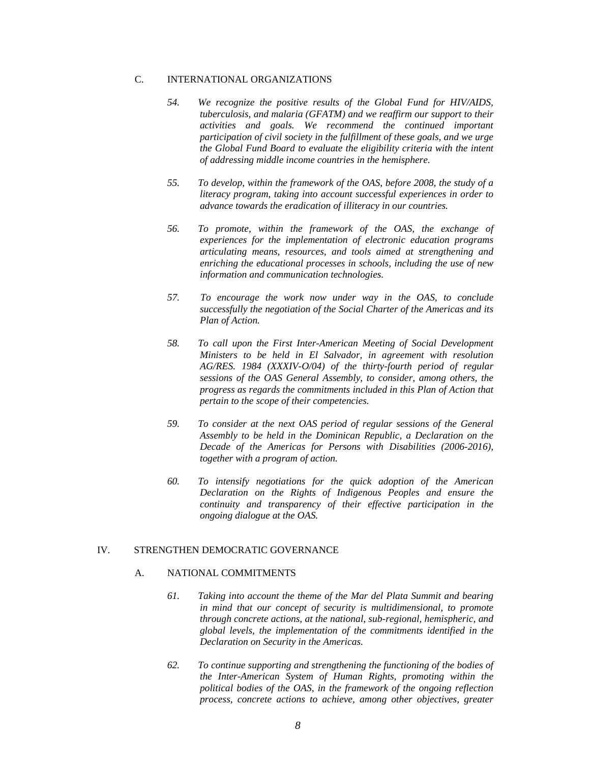### C. INTERNATIONAL ORGANIZATIONS

*54. We recognize the positive results of the Global Fund for HIV/AIDS, tuberculosis, and malaria (GFATM) and we reaffirm our support to their activities and goals. We recommend the continued important participation of civil society in the fulfillment of these goals, and we urge the Global Fund Board to evaluate the eligibility criteria with the intent of addressing middle income countries in the hemisphere.*

*55. To develop, within the framework of the OAS, before 2008, the study of a literacy program, taking into account successful experiences in order to advance towards the eradication of illiteracy in our countries.*

*56. To promote, within the framework of the OAS, the exchange of experiences for the implementation of electronic education programs articulating means, resources, and tools aimed at strengthening and enriching the educational processes in schools, including the use of new information and communication technologies.*

*57. To encourage the work now under way in the OAS, to conclude successfully the negotiation of the Social Charter of the Americas and its Plan of Action.*

*58. To call upon the First Inter-American Meeting of Social Development Ministers to be held in El Salvador, in agreement with resolution AG/RES. 1984 (XXXIV-O/04) of the thirty-fourth period of regular sessions of the OAS General Assembly, to consider, among others, the progress as regards the commitments included in this Plan of Action that pertain to the scope of their competencies.*

*59. To consider at the next OAS period of regular sessions of the General Assembly to be held in the Dominican Republic, a Declaration on the Decade of the Americas for Persons with Disabilities (2006-2016), together with a program of action.*

*60. To intensify negotiations for the quick adoption of the American Declaration on the Rights of Indigenous Peoples and ensure the continuity and transparency of their effective participation in the ongoing dialogue at the OAS.*

## IV. STRENGTHEN DEMOCRATIC GOVERNANCE

### A. NATIONAL COMMITMENTS

*61. Taking into account the theme of the Mar del Plata Summit and bearing in mind that our concept of security is multidimensional, to promote through concrete actions, at the national, sub-regional, hemispheric, and global levels, the implementation of the commitments identified in the Declaration on Security in the Americas.*

*62. To continue supporting and strengthening the functioning of the bodies of the Inter-American System of Human Rights, promoting within the political bodies of the OAS, in the framework of the ongoing reflection process, concrete actions to achieve, among other objectives, greater*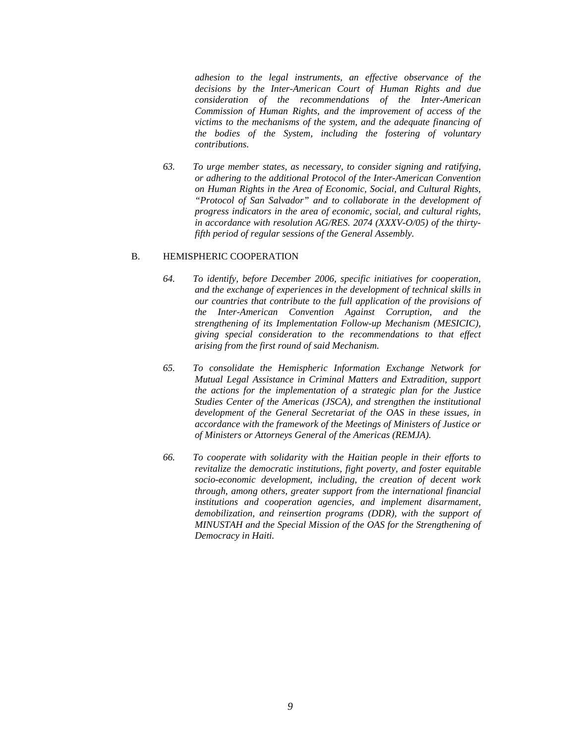*adhesion to the legal instruments, an effective observance of the decisions by the Inter-American Court of Human Rights and due consideration of the recommendations of the Inter-American Commission of Human Rights, and the improvement of access of the victims to the mechanisms of the system, and the adequate financing of the bodies of the System, including the fostering of voluntary contributions.*

*63. To urge member states, as necessary, to consider signing and ratifying, or adhering to the additional Protocol of the Inter-American Convention on Human Rights in the Area of Economic, Social, and Cultural Rights, "Protocol of San Salvador" and to collaborate in the development of progress indicators in the area of economic, social, and cultural rights, in accordance with resolution AG/RES. 2074 (XXXV-O/05) of the thirty-fifth period of regular sessions of the General Assembly.*

B. HEMISPHERIC COOPERATION

*64. To identify, before December 2006, specific initiatives for cooperation, and the exchange of experiences in the development of technical skills in our countries that contribute to the full application of the provisions of the Inter-American Convention Against Corruption, and the strengthening of its Implementation Follow-up Mechanism (MESICIC), giving special consideration to the recommendations to that effect arising from the first round of said Mechanism.*

*65. To consolidate the Hemispheric Information Exchange Network for Mutual Legal Assistance in Criminal Matters and Extradition, support the actions for the implementation of a strategic plan for the Justice Studies Center of the Americas (JSCA), and strengthen the institutional development of the General Secretariat of the OAS in these issues, in accordance with the framework of the Meetings of Ministers of Justice or of Ministers or Attorneys General of the Americas (REMJA).*

*66. To cooperate with solidarity with the Haitian people in their efforts to revitalize the democratic institutions, fight poverty, and foster equitable socio-economic development, including, the creation of decent work through, among others, greater support from the international financial institutions and cooperation agencies, and implement disarmament, demobilization, and reinsertion programs (DDR), with the support of MINUSTAH and the Special Mission of the OAS for the Strengthening of Democracy in Haiti.*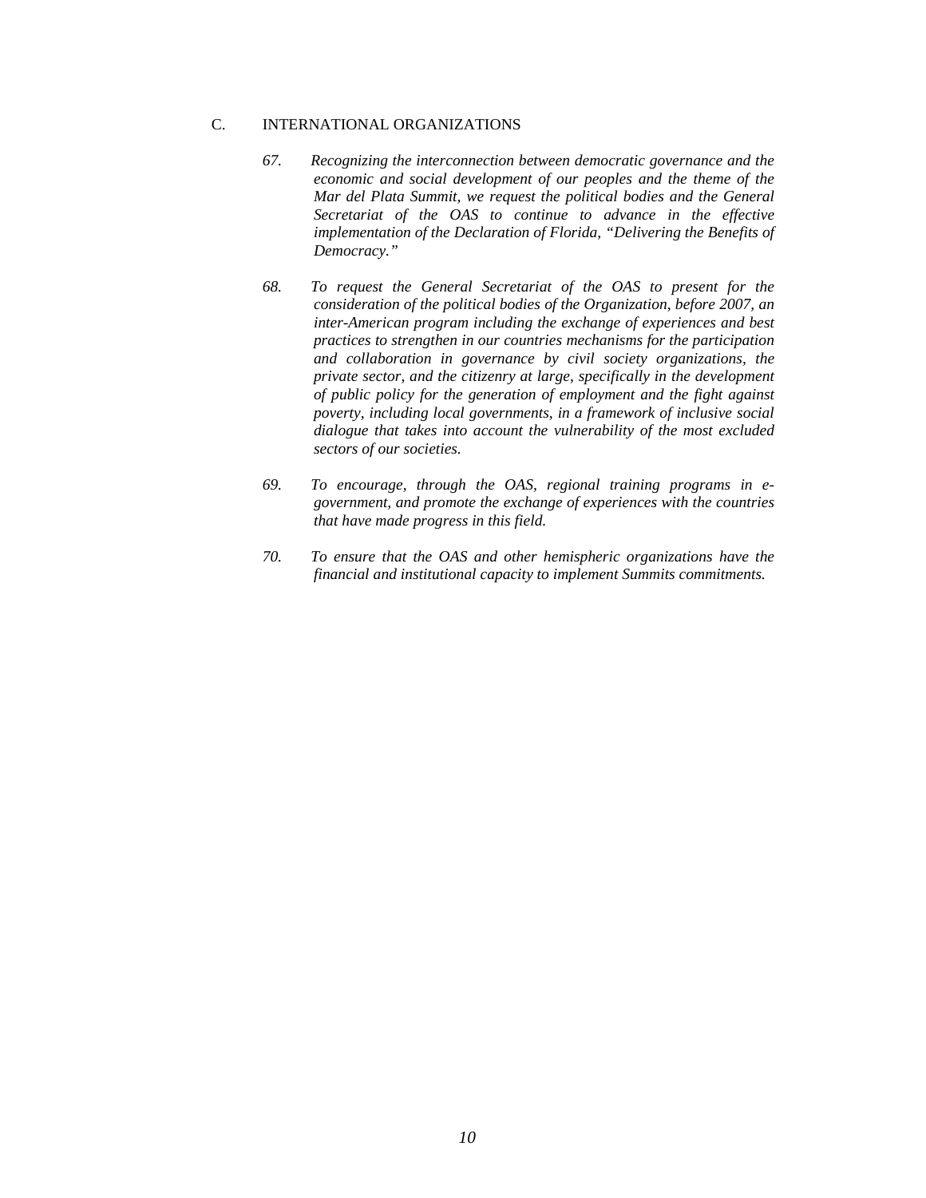## C. INTERNATIONAL ORGANIZATIONS

67. *Recognizing the interconnection between democratic governance and the economic and social development of our peoples and the theme of the Mar del Plata Summit, we request the political bodies and the General Secretariat of the OAS to continue to advance in the effective implementation of the Declaration of Florida, "Delivering the Benefits of Democracy."*

68. *To request the General Secretariat of the OAS to present for the consideration of the political bodies of the Organization, before 2007, an inter-American program including the exchange of experiences and best practices to strengthen in our countries mechanisms for the participation and collaboration in governance by civil society organizations, the private sector, and the citizenry at large, specifically in the development of public policy for the generation of employment and the fight against poverty, including local governments, in a framework of inclusive social dialogue that takes into account the vulnerability of the most excluded sectors of our societies.*

69. *To encourage, through the OAS, regional training programs in e-government, and promote the exchange of experiences with the countries that have made progress in this field.*

70. *To ensure that the OAS and other hemispheric organizations have the financial and institutional capacity to implement Summits commitments.*